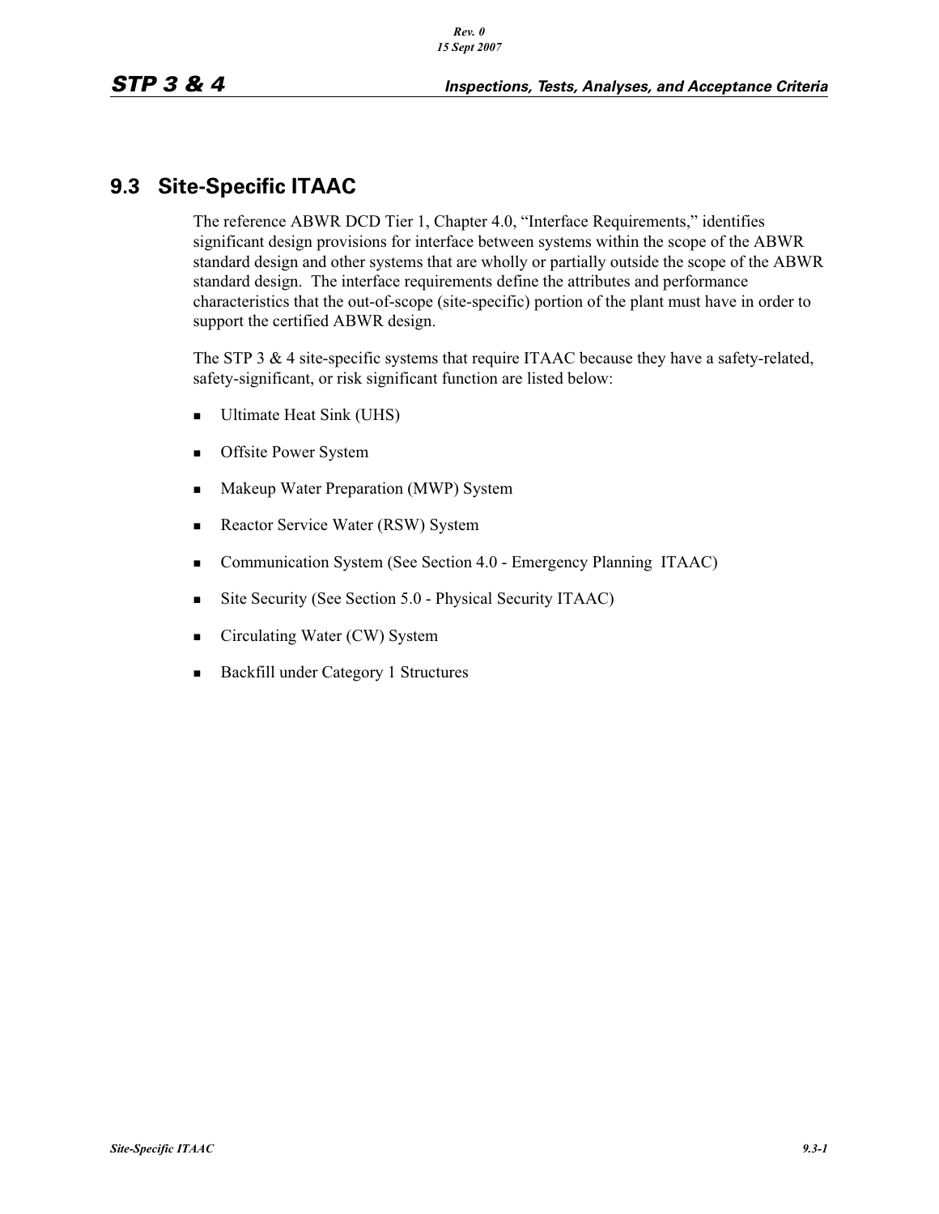## 9.3 Site-Specific ITAAC

The reference ABWR DCD Tier 1, Chapter 4.0, "Interface Requirements," identifies significant design provisions for interface between systems within the scope of the ABWR standard design and other systems that are wholly or partially outside the scope of the ABWR standard design. The interface requirements define the attributes and performance characteristics that the out-of-scope (site-specific) portion of the plant must have in order to support the certified ABWR design.

The STP 3 & 4 site-specific systems that require ITAAC because they have a safety-related, safety-significant, or risk significant function are listed below:

- Ultimate Heat Sink (UHS)
- Offsite Power System
- Makeup Water Preparation (MWP) System
- Reactor Service Water (RSW) System
- Communication System (See Section 4.0 - Emergency Planning ITAAC)
- Site Security (See Section 5.0 - Physical Security ITAAC)
- Circulating Water (CW) System
- Backfill under Category 1 Structures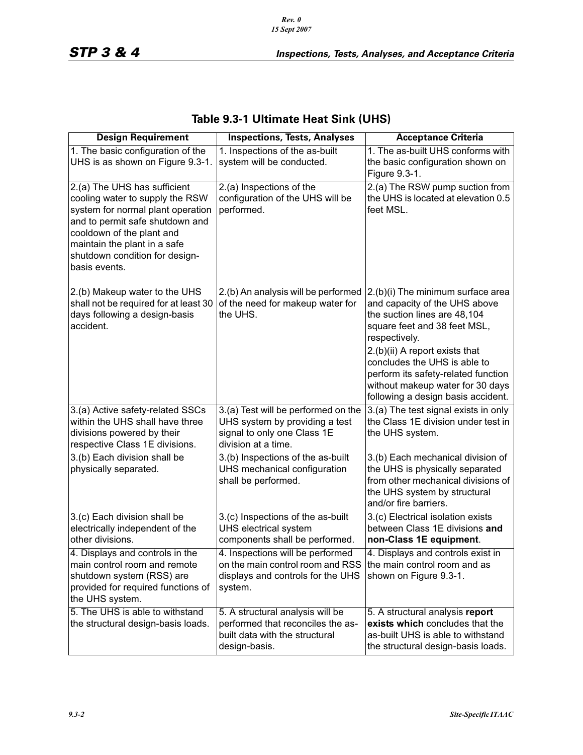## Table 9.3-1 Ultimate Heat Sink (UHS)

| Design Requirement | Inspections, Tests, Analyses | Acceptance Criteria |
|---|---|---|
| 1. The basic configuration of the UHS is as shown on Figure 9.3-1. | 1. Inspections of the as-built system will be conducted. | 1. The as-built UHS conforms with the basic configuration shown on Figure 9.3-1. |
| 2.(a) The UHS has sufficient cooling water to supply the RSW system for normal plant operation and to permit safe shutdown and cooldown of the plant and maintain the plant in a safe shutdown condition for design-basis events. | 2.(a) Inspections of the configuration of the UHS will be performed. | 2.(a) The RSW pump suction from the UHS is located at elevation 0.5 feet MSL. |
| 2.(b) Makeup water to the UHS shall not be required for at least 30 days following a design-basis accident. | 2.(b) An analysis will be performed of the need for makeup water for the UHS. | 2.(b)(i) The minimum surface area and capacity of the UHS above the suction lines are 48,104 square feet and 38 feet MSL, respectively.<br>2.(b)(ii) A report exists that concludes the UHS is able to perform its safety-related function without makeup water for 30 days following a design basis accident. |
| 3.(a) Active safety-related SSCs within the UHS shall have three divisions powered by their respective Class 1E divisions. | 3.(a) Test will be performed on the UHS system by providing a test signal to only one Class 1E division at a time. | 3.(a) The test signal exists in only the Class 1E division under test in the UHS system. |
| 3.(b) Each division shall be physically separated. | 3.(b) Inspections of the as-built UHS mechanical configuration shall be performed. | 3.(b) Each mechanical division of the UHS is physically separated from other mechanical divisions of the UHS system by structural and/or fire barriers. |
| 3.(c) Each division shall be electrically independent of the other divisions. | 3.(c) Inspections of the as-built UHS electrical system components shall be performed. | 3.(c) Electrical isolation exists between Class 1E divisions **and non-Class 1E equipment**. |
| 4. Displays and controls in the main control room and remote shutdown system (RSS) are provided for required functions of the UHS system. | 4. Inspections will be performed on the main control room and RSS displays and controls for the UHS system. | 4. Displays and controls exist in the main control room and as shown on Figure 9.3-1. |
| 5. The UHS is able to withstand the structural design-basis loads. | 5. A structural analysis will be performed that reconciles the as-built data with the structural design-basis. | 5. A structural analysis **report exists which** concludes that the as-built UHS is able to withstand the structural design-basis loads. |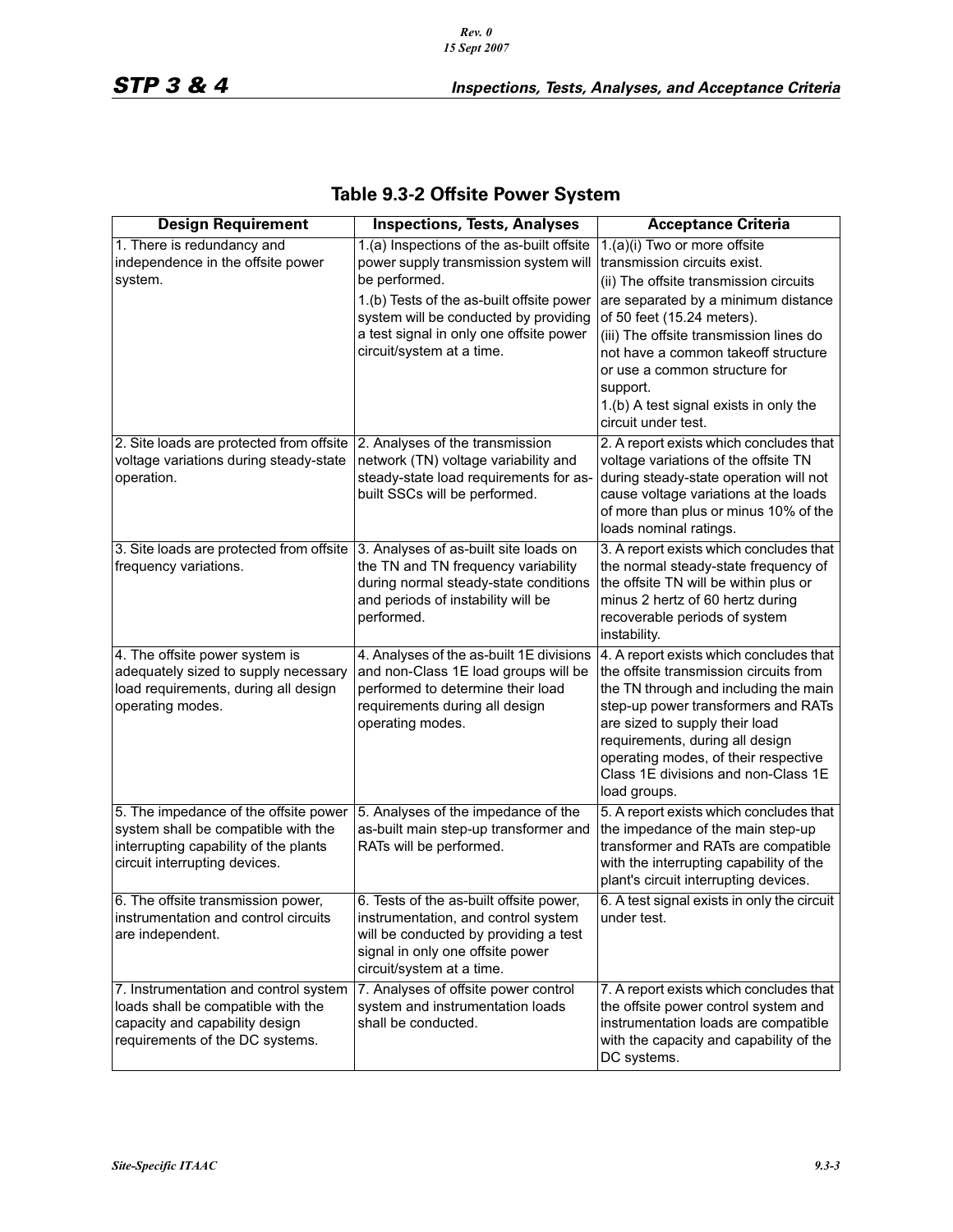## Table 9.3-2 Offsite Power System

| Design Requirement | Inspections, Tests, Analyses | Acceptance Criteria |
|---|---|---|
| 1. There is redundancy and independence in the offsite power system. | 1.(a) Inspections of the as-built offsite power supply transmission system will be performed.<br>1.(b) Tests of the as-built offsite power system will be conducted by providing a test signal in only one offsite power circuit/system at a time. | 1.(a)(i) Two or more offsite transmission circuits exist.<br>(ii) The offsite transmission circuits are separated by a minimum distance of 50 feet (15.24 meters).<br>(iii) The offsite transmission lines do not have a common takeoff structure or use a common structure for support.<br>1.(b) A test signal exists in only the circuit under test. |
| 2. Site loads are protected from offsite voltage variations during steady-state operation. | 2. Analyses of the transmission network (TN) voltage variability and steady-state load requirements for as-built SSCs will be performed. | 2. A report exists which concludes that voltage variations of the offsite TN during steady-state operation will not cause voltage variations at the loads of more than plus or minus 10% of the loads nominal ratings. |
| 3. Site loads are protected from offsite frequency variations. | 3. Analyses of as-built site loads on the TN and TN frequency variability during normal steady-state conditions and periods of instability will be performed. | 3. A report exists which concludes that the normal steady-state frequency of the offsite TN will be within plus or minus 2 hertz of 60 hertz during recoverable periods of system instability. |
| 4. The offsite power system is adequately sized to supply necessary load requirements, during all design operating modes. | 4. Analyses of the as-built 1E divisions and non-Class 1E load groups will be performed to determine their load requirements during all design operating modes. | 4. A report exists which concludes that the offsite transmission circuits from the TN through and including the main step-up power transformers and RATs are sized to supply their load requirements, during all design operating modes, of their respective Class 1E divisions and non-Class 1E load groups. |
| 5. The impedance of the offsite power system shall be compatible with the interrupting capability of the plants circuit interrupting devices. | 5. Analyses of the impedance of the as-built main step-up transformer and RATs will be performed. | 5. A report exists which concludes that the impedance of the main step-up transformer and RATs are compatible with the interrupting capability of the plant's circuit interrupting devices. |
| 6. The offsite transmission power, instrumentation and control circuits are independent. | 6. Tests of the as-built offsite power, instrumentation, and control system will be conducted by providing a test signal in only one offsite power circuit/system at a time. | 6. A test signal exists in only the circuit under test. |
| 7. Instrumentation and control system loads shall be compatible with the capacity and capability design requirements of the DC systems. | 7. Analyses of offsite power control system and instrumentation loads shall be conducted. | 7. A report exists which concludes that the offsite power control system and instrumentation loads are compatible with the capacity and capability of the DC systems. |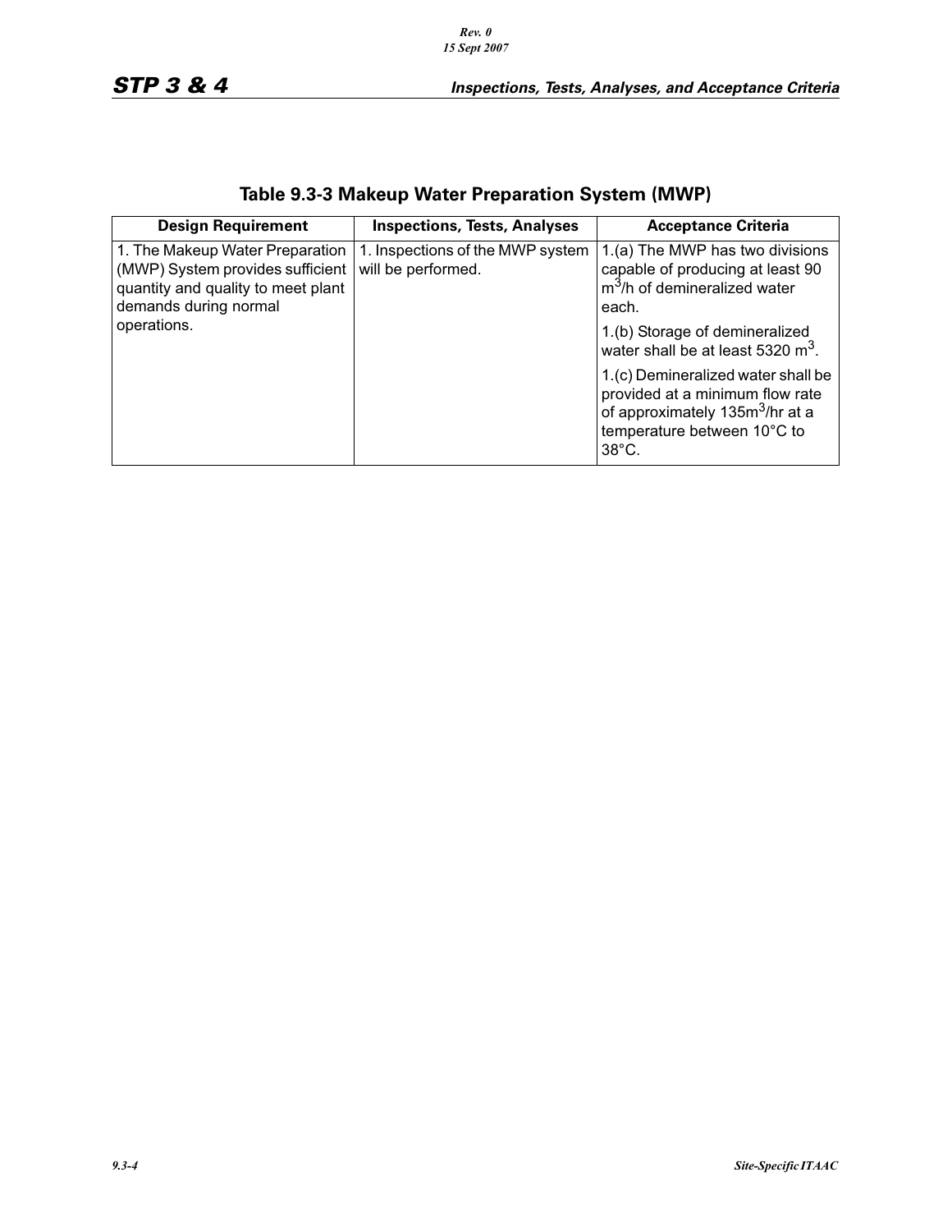## Table 9.3-3 Makeup Water Preparation System (MWP)

| Design Requirement | Inspections, Tests, Analyses | Acceptance Criteria |
|---|---|---|
| 1. The Makeup Water Preparation (MWP) System provides sufficient quantity and quality to meet plant demands during normal operations. | 1. Inspections of the MWP system will be performed. | 1.(a) The MWP has two divisions capable of producing at least 90 $m^3$/h of demineralized water each. |
| | | 1.(b) Storage of demineralized water shall be at least 5320 $m^3$. |
| | | 1.(c) Demineralized water shall be provided at a minimum flow rate of approximately 135$m^3$/hr at a temperature between 10°C to 38°C. |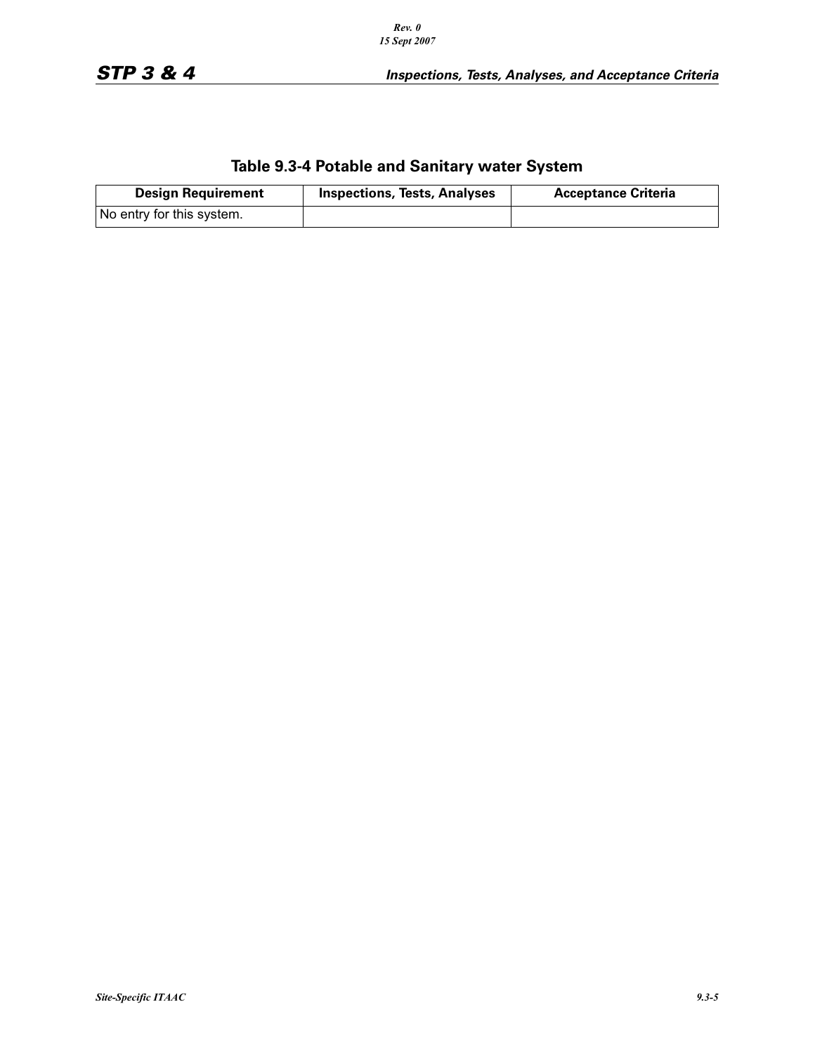## Table 9.3-4 Potable and Sanitary water System

| Design Requirement | Inspections, Tests, Analyses | Acceptance Criteria |
|---|---|---|
| No entry for this system. | | |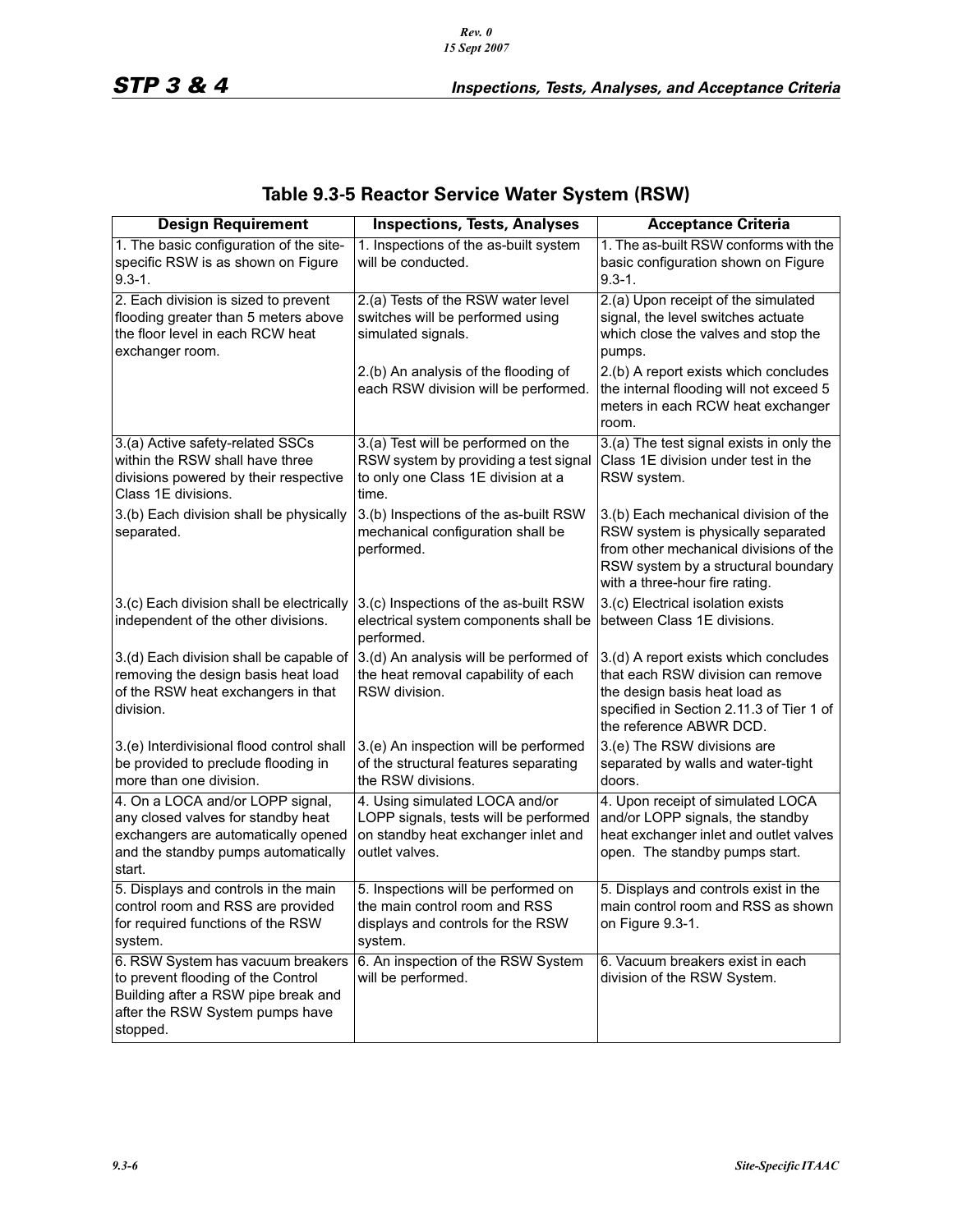## Table 9.3-5 Reactor Service Water System (RSW)

| Design Requirement | Inspections, Tests, Analyses | Acceptance Criteria |
|---|---|---|
| 1. The basic configuration of the site-specific RSW is as shown on Figure 9.3-1. | 1. Inspections of the as-built system will be conducted. | 1. The as-built RSW conforms with the basic configuration shown on Figure 9.3-1. |
| 2. Each division is sized to prevent flooding greater than 5 meters above the floor level in each RCW heat exchanger room. | 2.(a) Tests of the RSW water level switches will be performed using simulated signals. | 2.(a) Upon receipt of the simulated signal, the level switches actuate which close the valves and stop the pumps. |
| | 2.(b) An analysis of the flooding of each RSW division will be performed. | 2.(b) A report exists which concludes the internal flooding will not exceed 5 meters in each RCW heat exchanger room. |
| 3.(a) Active safety-related SSCs within the RSW shall have three divisions powered by their respective Class 1E divisions. | 3.(a) Test will be performed on the RSW system by providing a test signal to only one Class 1E division at a time. | 3.(a) The test signal exists in only the Class 1E division under test in the RSW system. |
| 3.(b) Each division shall be physically separated. | 3.(b) Inspections of the as-built RSW mechanical configuration shall be performed. | 3.(b) Each mechanical division of the RSW system is physically separated from other mechanical divisions of the RSW system by a structural boundary with a three-hour fire rating. |
| 3.(c) Each division shall be electrically independent of the other divisions. | 3.(c) Inspections of the as-built RSW electrical system components shall be performed. | 3.(c) Electrical isolation exists between Class 1E divisions. |
| 3.(d) Each division shall be capable of removing the design basis heat load of the RSW heat exchangers in that division. | 3.(d) An analysis will be performed of the heat removal capability of each RSW division. | 3.(d) A report exists which concludes that each RSW division can remove the design basis heat load as specified in Section 2.11.3 of Tier 1 of the reference ABWR DCD. |
| 3.(e) Interdivisional flood control shall be provided to preclude flooding in more than one division. | 3.(e) An inspection will be performed of the structural features separating the RSW divisions. | 3.(e) The RSW divisions are separated by walls and water-tight doors. |
| 4. On a LOCA and/or LOPP signal, any closed valves for standby heat exchangers are automatically opened and the standby pumps automatically start. | 4. Using simulated LOCA and/or LOPP signals, tests will be performed on standby heat exchanger inlet and outlet valves. | 4. Upon receipt of simulated LOCA and/or LOPP signals, the standby heat exchanger inlet and outlet valves open. The standby pumps start. |
| 5. Displays and controls in the main control room and RSS are provided for required functions of the RSW system. | 5. Inspections will be performed on the main control room and RSS displays and controls for the RSW system. | 5. Displays and controls exist in the main control room and RSS as shown on Figure 9.3-1. |
| 6. RSW System has vacuum breakers to prevent flooding of the Control Building after a RSW pipe break and after the RSW System pumps have stopped. | 6. An inspection of the RSW System will be performed. | 6. Vacuum breakers exist in each division of the RSW System. |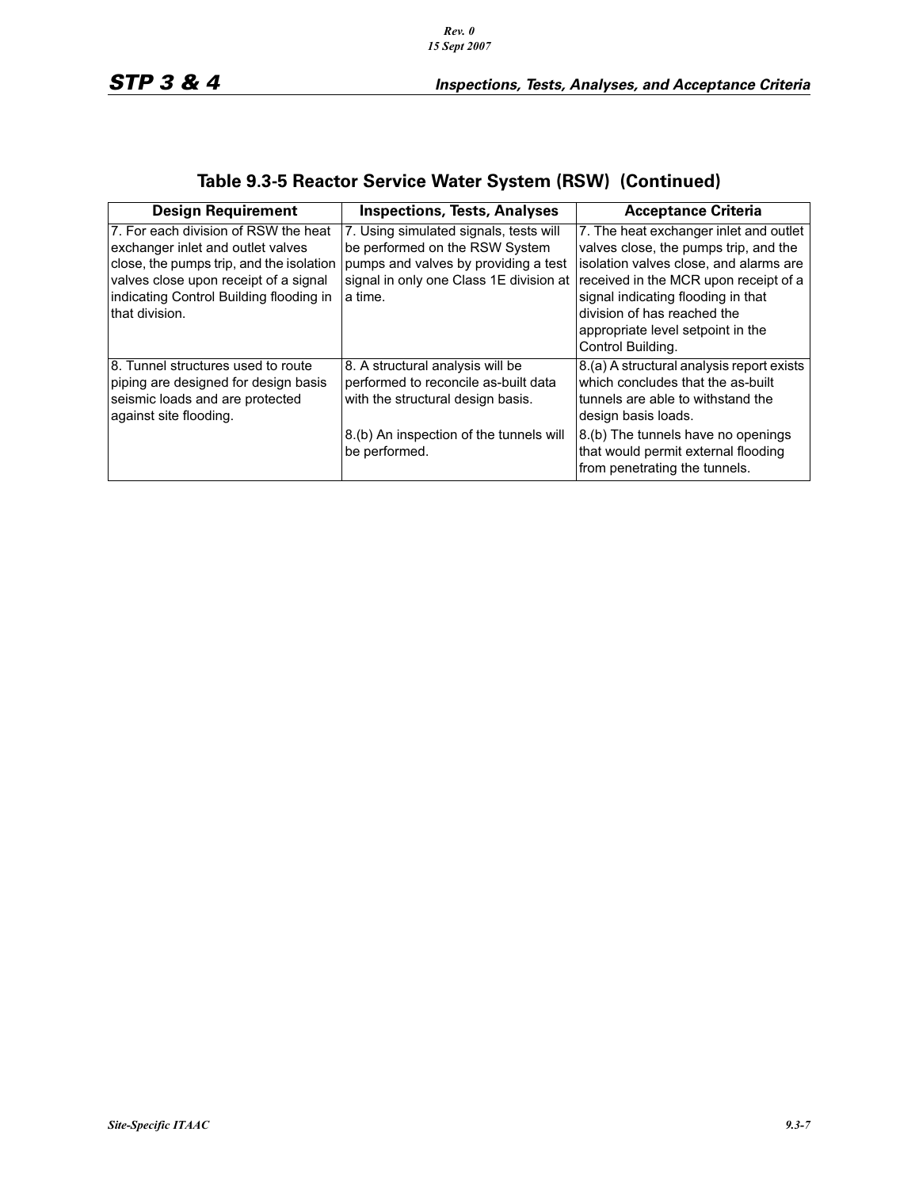## Table 9.3-5 Reactor Service Water System (RSW) (Continued)

| Design Requirement | Inspections, Tests, Analyses | Acceptance Criteria |
|---|---|---|
| 7. For each division of RSW the heat exchanger inlet and outlet valves close, the pumps trip, and the isolation valves close upon receipt of a signal indicating Control Building flooding in that division. | 7. Using simulated signals, tests will be performed on the RSW System pumps and valves by providing a test signal in only one Class 1E division at a time. | 7. The heat exchanger inlet and outlet valves close, the pumps trip, and the isolation valves close, and alarms are received in the MCR upon receipt of a signal indicating flooding in that division of has reached the appropriate level setpoint in the Control Building. |
| 8. Tunnel structures used to route piping are designed for design basis seismic loads and are protected against site flooding. | 8. A structural analysis will be performed to reconcile as-built data with the structural design basis. | 8.(a) A structural analysis report exists which concludes that the as-built tunnels are able to withstand the design basis loads. |
| | 8.(b) An inspection of the tunnels will be performed. | 8.(b) The tunnels have no openings that would permit external flooding from penetrating the tunnels. |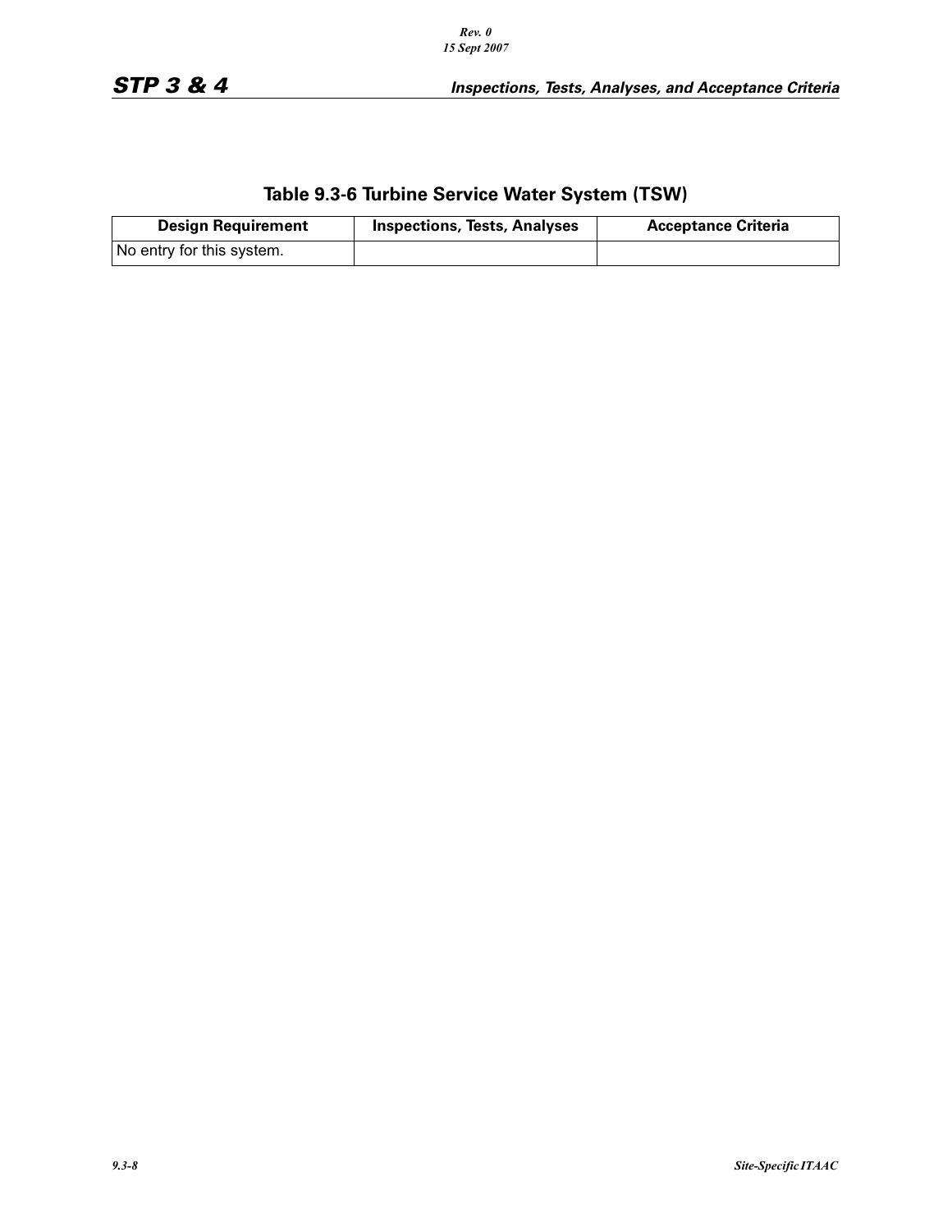## Table 9.3-6 Turbine Service Water System (TSW)

| Design Requirement | Inspections, Tests, Analyses | Acceptance Criteria |
|---|---|---|
| No entry for this system. | | |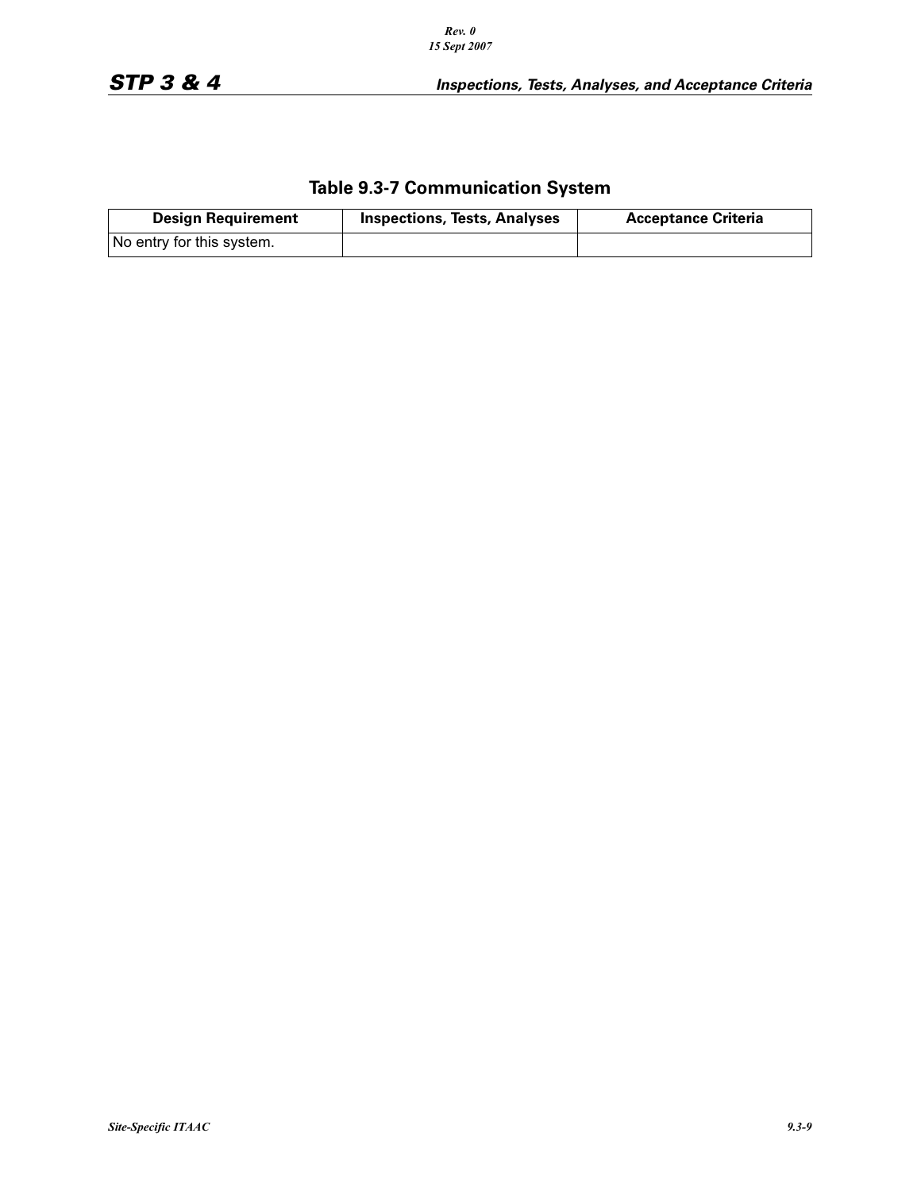## Table 9.3-7 Communication System

| Design Requirement | Inspections, Tests, Analyses | Acceptance Criteria |
|---|---|---|
| No entry for this system. | | |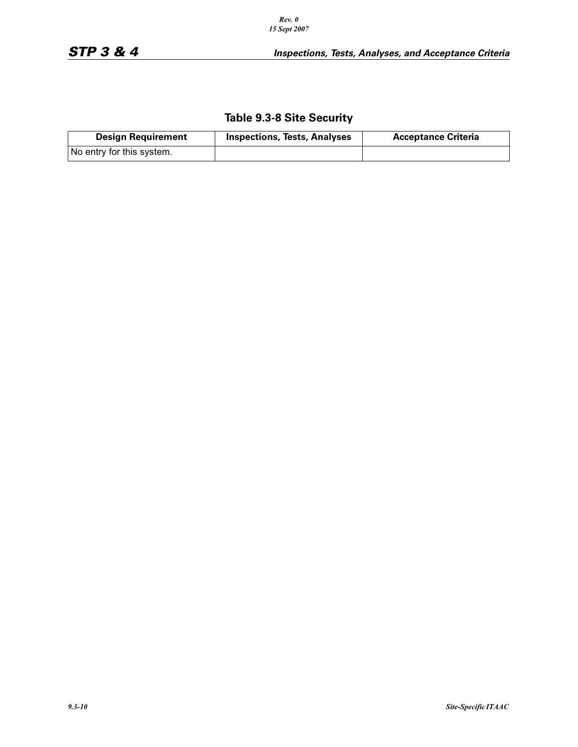## Table 9.3-8 Site Security

| Design Requirement | Inspections, Tests, Analyses | Acceptance Criteria |
| --- | --- | --- |
| No entry for this system. | | |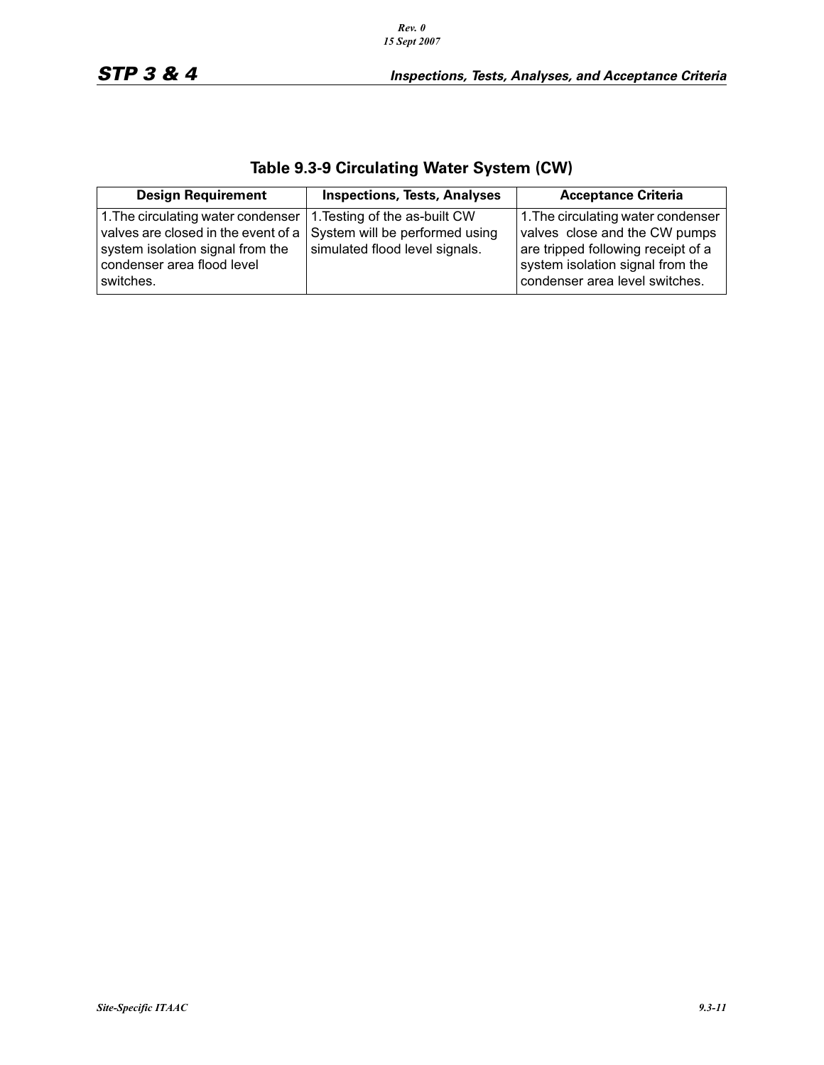## Table 9.3-9 Circulating Water System (CW)

| Design Requirement | Inspections, Tests, Analyses | Acceptance Criteria |
|---|---|---|
| 1. The circulating water condenser valves are closed in the event of a system isolation signal from the condenser area flood level switches. | 1. Testing of the as-built CW System will be performed using simulated flood level signals. | 1. The circulating water condenser valves close and the CW pumps are tripped following receipt of a system isolation signal from the condenser area level switches. |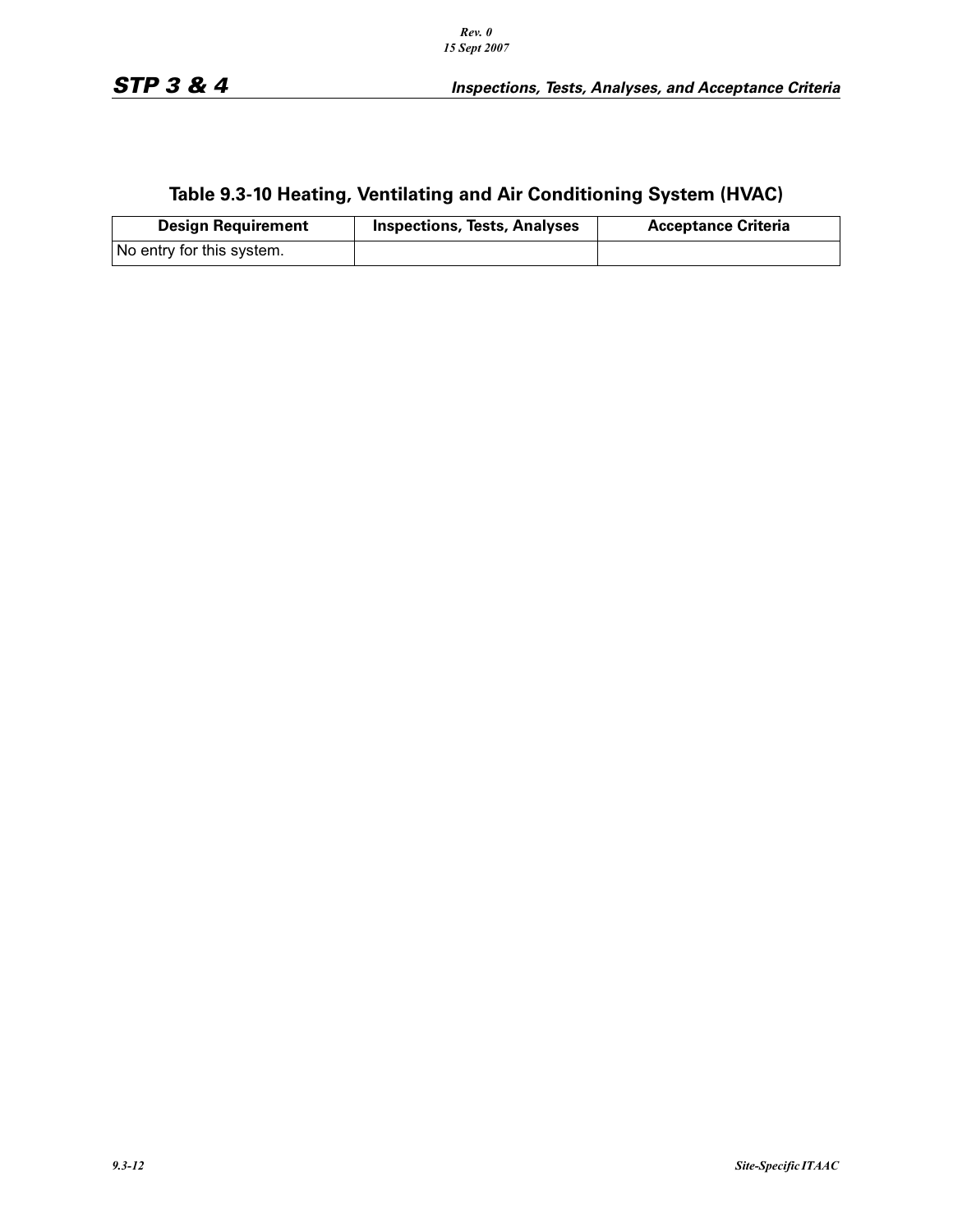## Table 9.3-10 Heating, Ventilating and Air Conditioning System (HVAC)

| Design Requirement | Inspections, Tests, Analyses | Acceptance Criteria |
|---|---|---|
| No entry for this system. | | |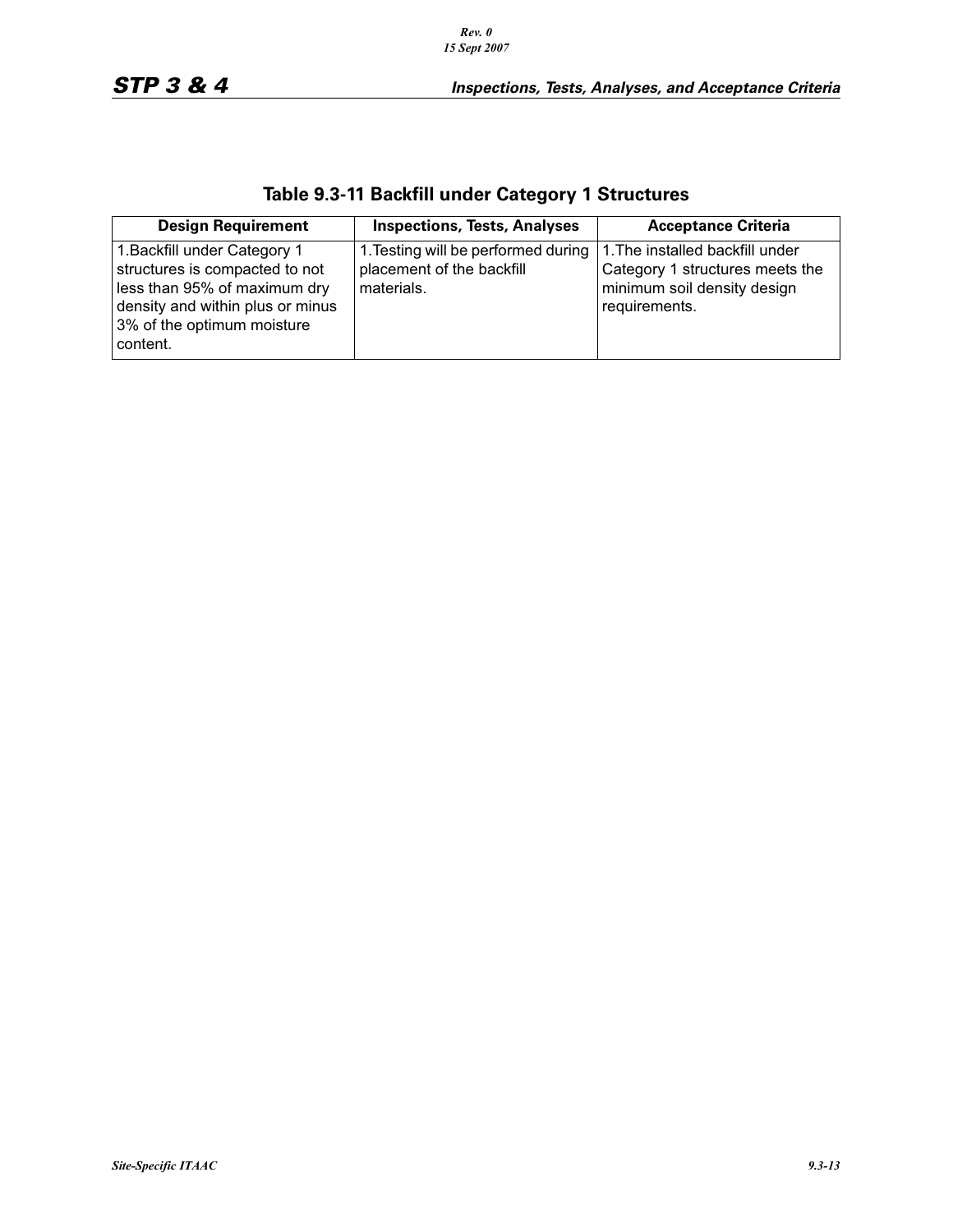## Table 9.3-11 Backfill under Category 1 Structures

| Design Requirement | Inspections, Tests, Analyses | Acceptance Criteria |
|---|---|---|
| 1. Backfill under Category 1 structures is compacted to not less than 95% of maximum dry density and within plus or minus 3% of the optimum moisture content. | 1. Testing will be performed during placement of the backfill materials. | 1. The installed backfill under Category 1 structures meets the minimum soil density design requirements. |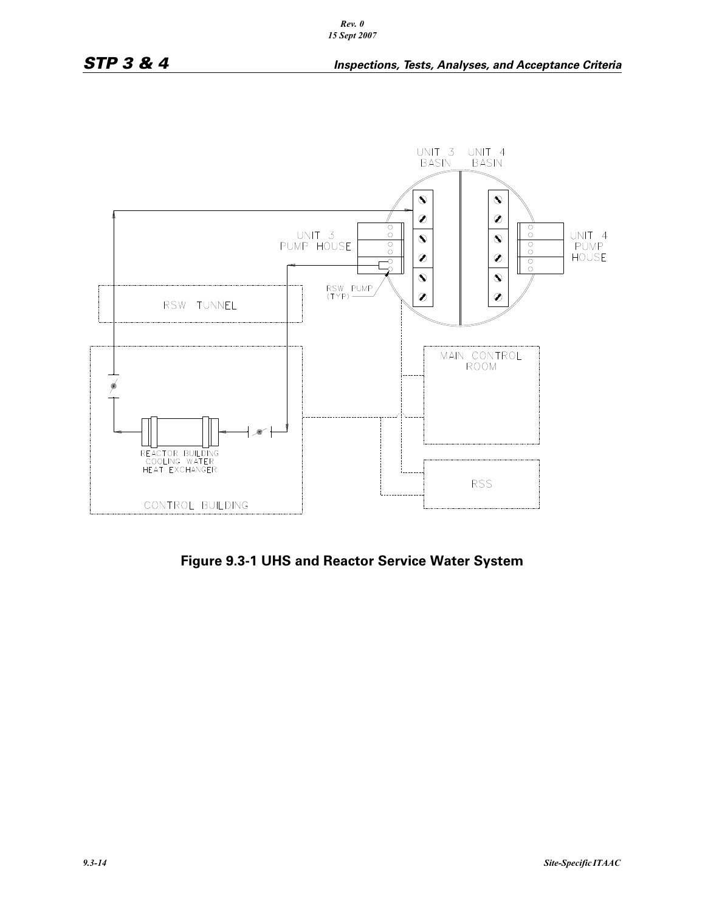UNIT 3 BASIN

UNIT 4 BASIN

UNIT 3 PUMP HOUSE

UNIT 4 PUMP HOUSE

RSW PUMP (TYP)

RSW TUNNEL

MAIN CONTROL ROOM

REACTOR BUILDING COOLING WATER HEAT EXCHANGER

RSS

CONTROL BUILDING

**Figure 9.3-1 UHS and Reactor Service Water System**